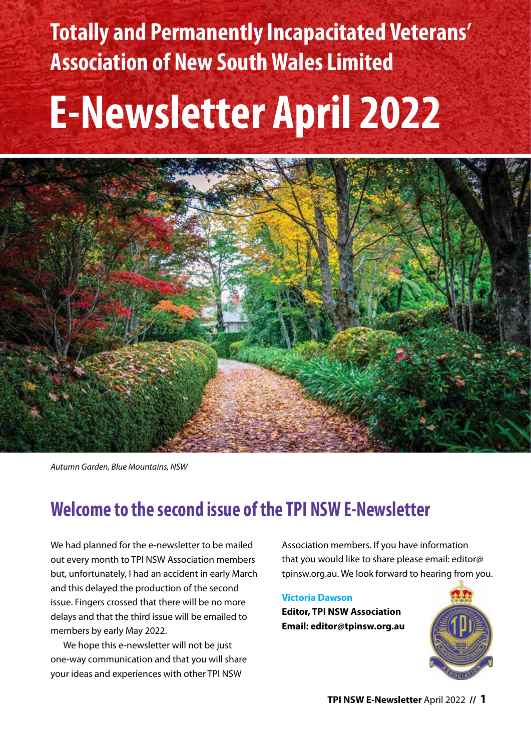# Totally and Permanently Incapacitated Veterans' Association of New South Wales Limited

# E-Newsletter April 2022

*Autumn Garden, Blue Mountains, NSW*

## Welcome to the second issue of the TPI NSW E-Newsletter

We had planned for the e-newsletter to be mailed out every month to TPI NSW Association members but, unfortunately, I had an accident in early March and this delayed the production of the second issue. Fingers crossed that there will be no more delays and that the third issue will be emailed to members by early May 2022.

We hope this e-newsletter will not be just one-way communication and that you will share your ideas and experiences with other TPI NSW Association members. If you have information that you would like to share please email: editor@tpinsw.org.au. We look forward to hearing from you.

**Victoria Dawson**
**Editor, TPI NSW Association**
**Email: editor@tpinsw.org.au**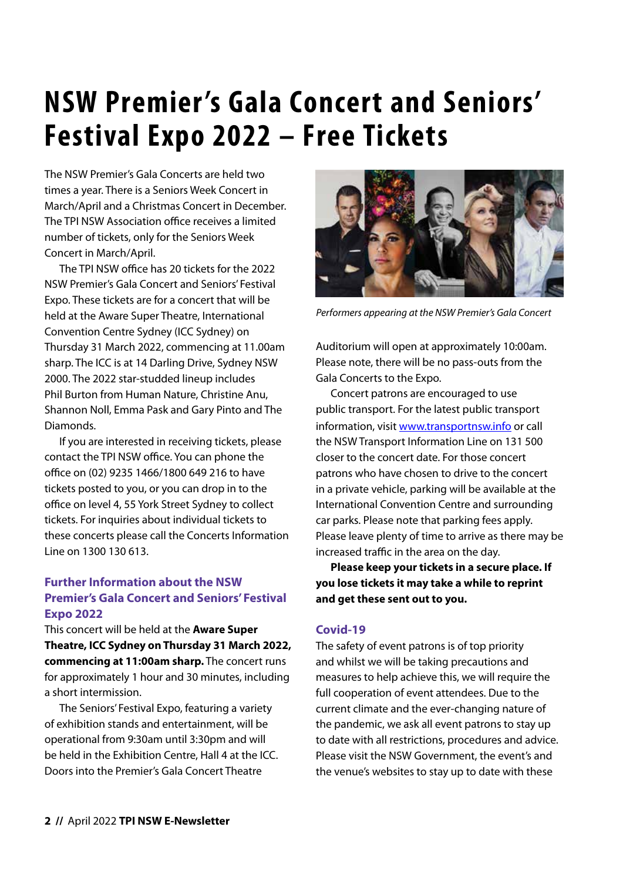# NSW Premier's Gala Concert and Seniors' Festival Expo 2022 – Free Tickets

The NSW Premier's Gala Concerts are held two times a year. There is a Seniors Week Concert in March/April and a Christmas Concert in December. The TPI NSW Association office receives a limited number of tickets, only for the Seniors Week Concert in March/April.

The TPI NSW office has 20 tickets for the 2022 NSW Premier's Gala Concert and Seniors' Festival Expo. These tickets are for a concert that will be held at the Aware Super Theatre, International Convention Centre Sydney (ICC Sydney) on Thursday 31 March 2022, commencing at 11.00am sharp. The ICC is at 14 Darling Drive, Sydney NSW 2000. The 2022 star-studded lineup includes Phil Burton from Human Nature, Christine Anu, Shannon Noll, Emma Pask and Gary Pinto and The Diamonds.

If you are interested in receiving tickets, please contact the TPI NSW office. You can phone the office on (02) 9235 1466/1800 649 216 to have tickets posted to you, or you can drop in to the office on level 4, 55 York Street Sydney to collect tickets. For inquiries about individual tickets to these concerts please call the Concerts Information Line on 1300 130 613.

## Further Information about the NSW Premier's Gala Concert and Seniors' Festival Expo 2022

This concert will be held at the **Aware Super Theatre, ICC Sydney on Thursday 31 March 2022, commencing at 11:00am sharp.** The concert runs for approximately 1 hour and 30 minutes, including a short intermission.

The Seniors' Festival Expo, featuring a variety of exhibition stands and entertainment, will be operational from 9:30am until 3:30pm and will be held in the Exhibition Centre, Hall 4 at the ICC. Doors into the Premier's Gala Concert Theatre Auditorium will open at approximately 10:00am. Please note, there will be no pass-outs from the Gala Concerts to the Expo.

*Performers appearing at the NSW Premier's Gala Concert*

Concert patrons are encouraged to use public transport. For the latest public transport information, visit www.transportnsw.info or call the NSW Transport Information Line on 131 500 closer to the concert date. For those concert patrons who have chosen to drive to the concert in a private vehicle, parking will be available at the International Convention Centre and surrounding car parks. Please note that parking fees apply. Please leave plenty of time to arrive as there may be increased traffic in the area on the day.

**Please keep your tickets in a secure place. If you lose tickets it may take a while to reprint and get these sent out to you.**

## Covid-19

The safety of event patrons is of top priority and whilst we will be taking precautions and measures to help achieve this, we will require the full cooperation of event attendees. Due to the current climate and the ever-changing nature of the pandemic, we ask all event patrons to stay up to date with all restrictions, procedures and advice. Please visit the NSW Government, the event's and the venue's websites to stay up to date with these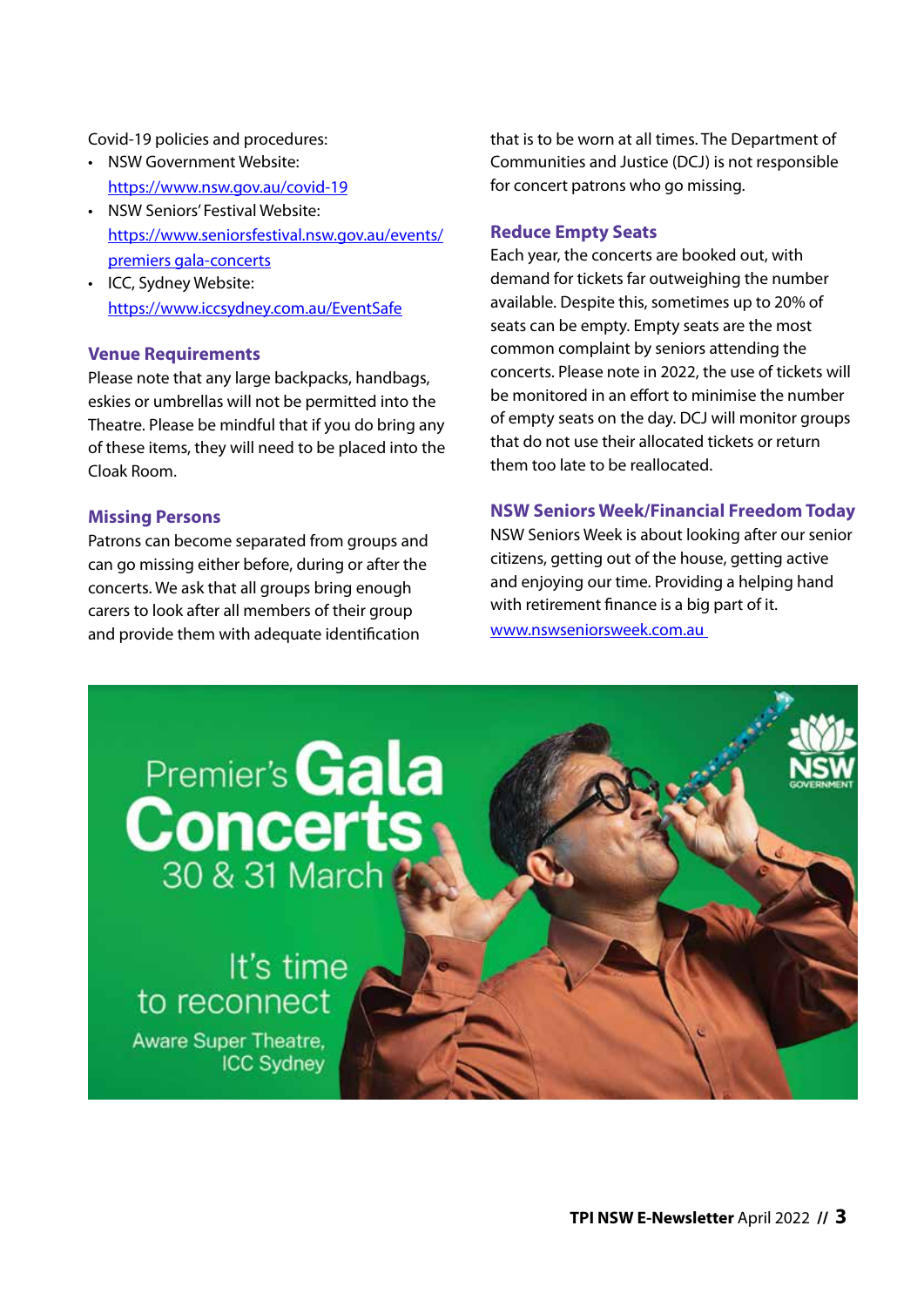Covid-19 policies and procedures:

- NSW Government Website: https://www.nsw.gov.au/covid-19
- NSW Seniors' Festival Website: https://www.seniorsfestival.nsw.gov.au/events/premiers gala-concerts
- ICC, Sydney Website: https://www.iccsydney.com.au/EventSafe

## Venue Requirements

Please note that any large backpacks, handbags, eskies or umbrellas will not be permitted into the Theatre. Please be mindful that if you do bring any of these items, they will need to be placed into the Cloak Room.

## Missing Persons

Patrons can become separated from groups and can go missing either before, during or after the concerts. We ask that all groups bring enough carers to look after all members of their group and provide them with adequate identification that is to be worn at all times. The Department of Communities and Justice (DCJ) is not responsible for concert patrons who go missing.

## Reduce Empty Seats

Each year, the concerts are booked out, with demand for tickets far outweighing the number available. Despite this, sometimes up to 20% of seats can be empty. Empty seats are the most common complaint by seniors attending the concerts. Please note in 2022, the use of tickets will be monitored in an effort to minimise the number of empty seats on the day. DCJ will monitor groups that do not use their allocated tickets or return them too late to be reallocated.

## NSW Seniors Week/Financial Freedom Today

NSW Seniors Week is about looking after our senior citizens, getting out of the house, getting active and enjoying our time. Providing a helping hand with retirement finance is a big part of it.

www.nswseniorsweek.com.au

Premier's Gala Concerts
30 & 31 March

It's time to reconnect

Aware Super Theatre, ICC Sydney

NSW GOVERNMENT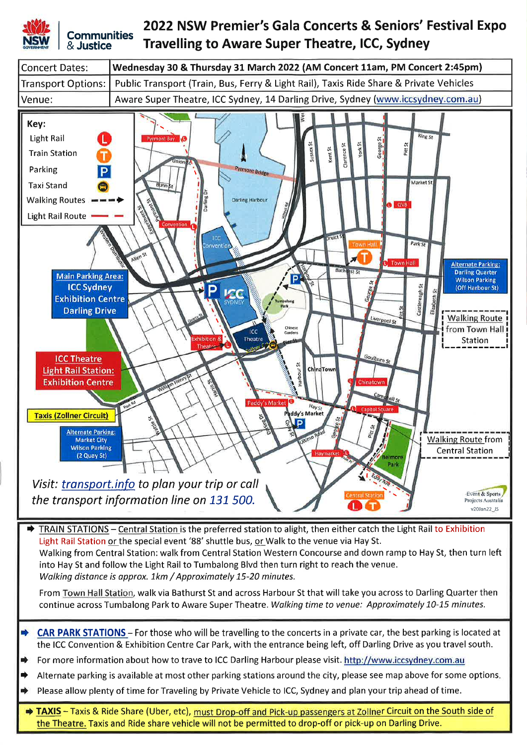# 2022 NSW Premier's Gala Concerts & Seniors' Festival Expo
# Travelling to Aware Super Theatre, ICC, Sydney

| | |
|---|---|
| Concert Dates: | **Wednesday 30 & Thursday 31 March 2022 (AM Concert 11am, PM Concert 2:45pm)** |
| Transport Options: | Public Transport (Train, Bus, Ferry & Light Rail), Taxis Ride Share & Private Vehicles |
| Venue: | Aware Super Theatre, ICC Sydney, 14 Darling Drive, Sydney (www.iccsydney.com.au) |

**Key:**
- Light Rail
- Train Station
- Parking
- Taxi Stand
- Walking Routes
- Light Rail Route

**Main Parking Area:** ICC Sydney Exhibition Centre Darling Drive

**ICC Theatre Light Rail Station:** Exhibition Centre

**Taxis (Zollner Circuit)**

**Alternate Parking:** Market City Wilson Parking (2 Quay St)

**Alternate Parking:** Darling Quarter Wilson Parking (Off Harbour St)

Walking Route from Town Hall Station

Walking Route from Central Station

*Visit: transport.info to plan your trip or call the transport information line on 131 500.*

- **TRAIN STATIONS** – Central Station is the preferred station to alight, then either catch the Light Rail to Exhibition Light Rail Station or the special event '88' shuttle bus, or Walk to the venue via Hay St.
  Walking from Central Station: walk from Central Station Western Concourse and down ramp to Hay St, then turn left into Hay St and follow the Light Rail to Tumbalong Blvd then turn right to reach the venue.
  *Walking distance is approx. 1km / Approximately 15-20 minutes.*

  From Town Hall Station, walk via Bathurst St and across Harbour St that will take you across to Darling Quarter then continue across Tumbalong Park to Aware Super Theatre. *Walking time to venue: Approximately 10-15 minutes.*

- **CAR PARK STATIONS** – For those who will be travelling to the concerts in a private car, the best parking is located at the ICC Convention & Exhibition Centre Car Park, with the entrance being left, off Darling Drive as you travel south.
- For more information about how to trave to ICC Darling Harbour please visit. http://www.iccsydney.com.au
- Alternate parking is available at most other parking stations around the city, please see map above for some options.
- Please allow plenty of time for Traveling by Private Vehicle to ICC, Sydney and plan your trip ahead of time.

- **TAXIS** – Taxis & Ride Share (Uber, etc), must Drop-off and Pick-up passengers at Zollner Circuit on the South side of the Theatre. Taxis and Ride share vehicle will not be permitted to drop-off or pick-up on Darling Drive.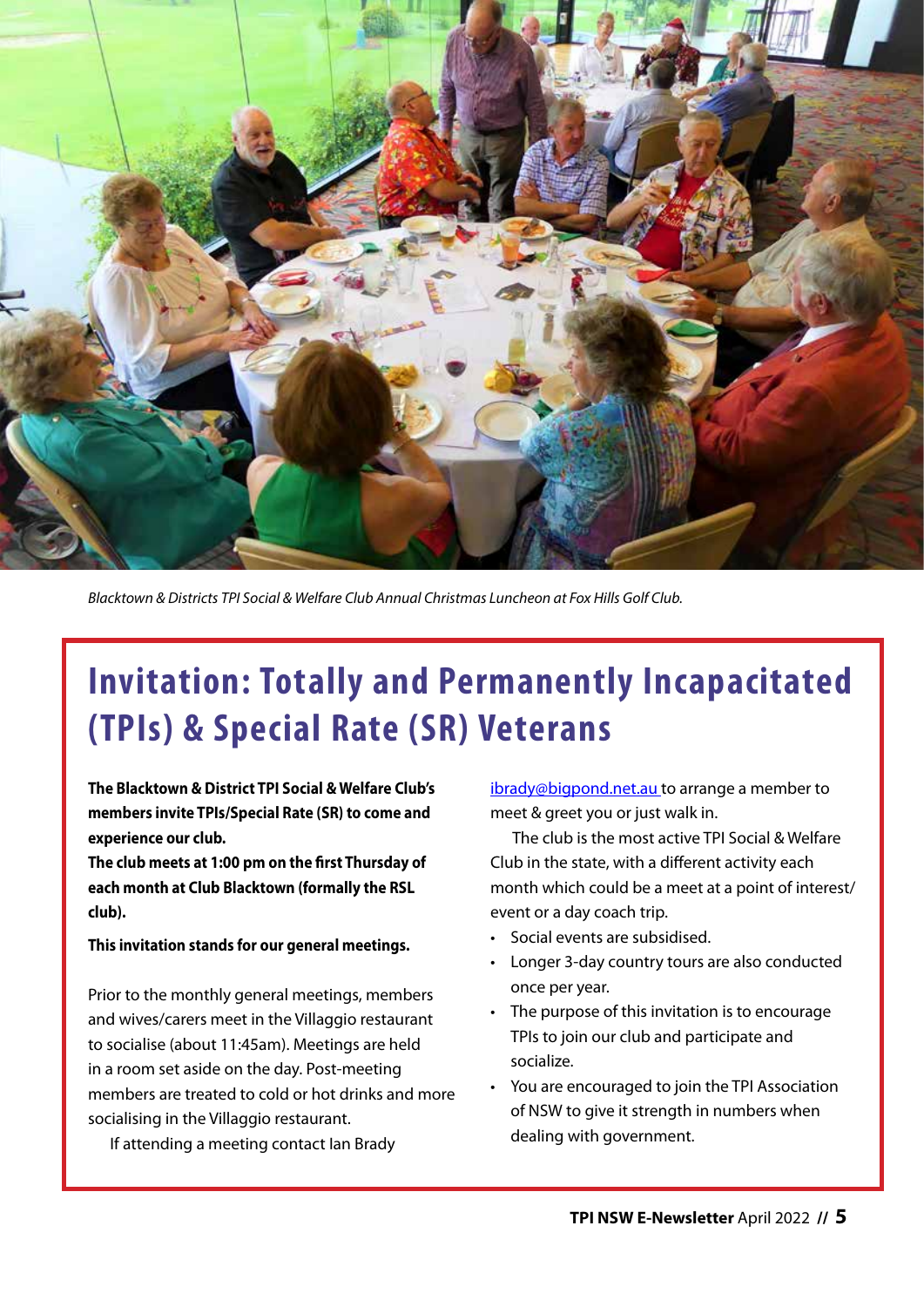*Blacktown & Districts TPI Social & Welfare Club Annual Christmas Luncheon at Fox Hills Golf Club.*

# Invitation: Totally and Permanently Incapacitated (TPIs) & Special Rate (SR) Veterans

**The Blacktown & District TPI Social & Welfare Club's members invite TPIs/Special Rate (SR) to come and experience our club.**

**The club meets at 1:00 pm on the first Thursday of each month at Club Blacktown (formally the RSL club).**

**This invitation stands for our general meetings.**

Prior to the monthly general meetings, members and wives/carers meet in the Villaggio restaurant to socialise (about 11:45am). Meetings are held in a room set aside on the day. Post-meeting members are treated to cold or hot drinks and more socialising in the Villaggio restaurant.

If attending a meeting contact Ian Brady ibrady@bigpond.net.au to arrange a member to meet & greet you or just walk in.

The club is the most active TPI Social & Welfare Club in the state, with a different activity each month which could be a meet at a point of interest/event or a day coach trip.

- Social events are subsidised.
- Longer 3-day country tours are also conducted once per year.
- The purpose of this invitation is to encourage TPIs to join our club and participate and socialize.
- You are encouraged to join the TPI Association of NSW to give it strength in numbers when dealing with government.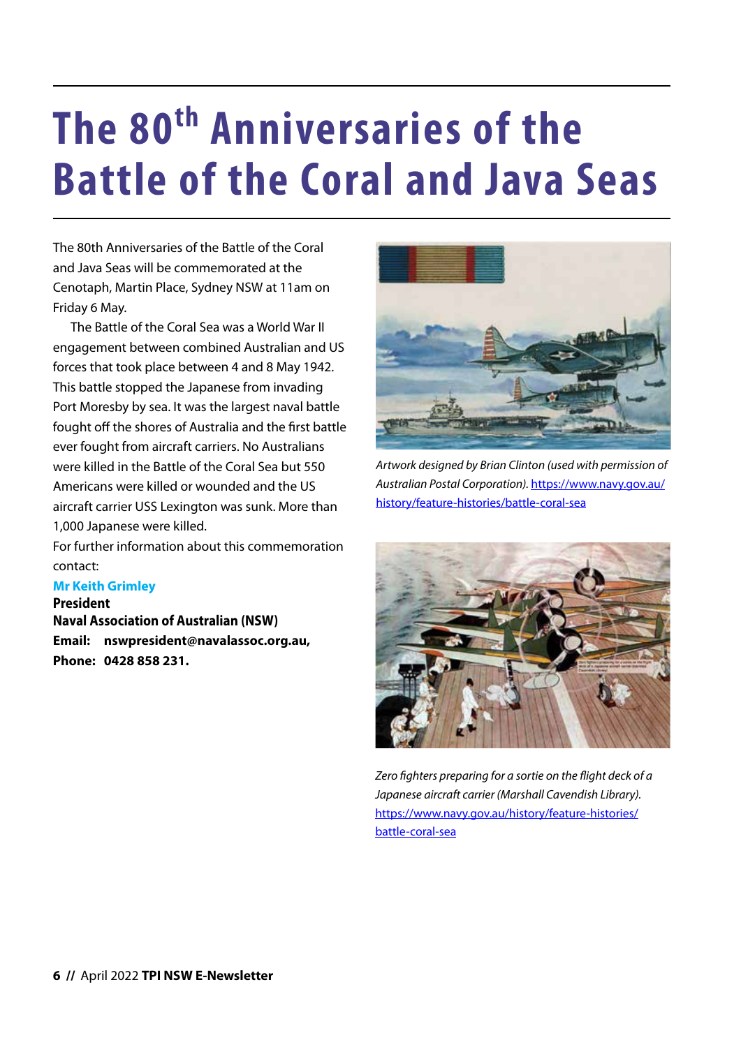# The 80th Anniversaries of the Battle of the Coral and Java Seas

The 80th Anniversaries of the Battle of the Coral and Java Seas will be commemorated at the Cenotaph, Martin Place, Sydney NSW at 11am on Friday 6 May.

The Battle of the Coral Sea was a World War II engagement between combined Australian and US forces that took place between 4 and 8 May 1942. This battle stopped the Japanese from invading Port Moresby by sea. It was the largest naval battle fought off the shores of Australia and the first battle ever fought from aircraft carriers. No Australians were killed in the Battle of the Coral Sea but 550 Americans were killed or wounded and the US aircraft carrier USS Lexington was sunk. More than 1,000 Japanese were killed.

For further information about this commemoration contact:

**Mr Keith Grimley**
**President**
**Naval Association of Australian (NSW)**
**Email: nswpresident@navalassoc.org.au,**
**Phone: 0428 858 231.**

*Artwork designed by Brian Clinton (used with permission of Australian Postal Corporation).* https://www.navy.gov.au/history/feature-histories/battle-coral-sea

*Zero fighters preparing for a sortie on the flight deck of a Japanese aircraft carrier (Marshall Cavendish Library).* https://www.navy.gov.au/history/feature-histories/battle-coral-sea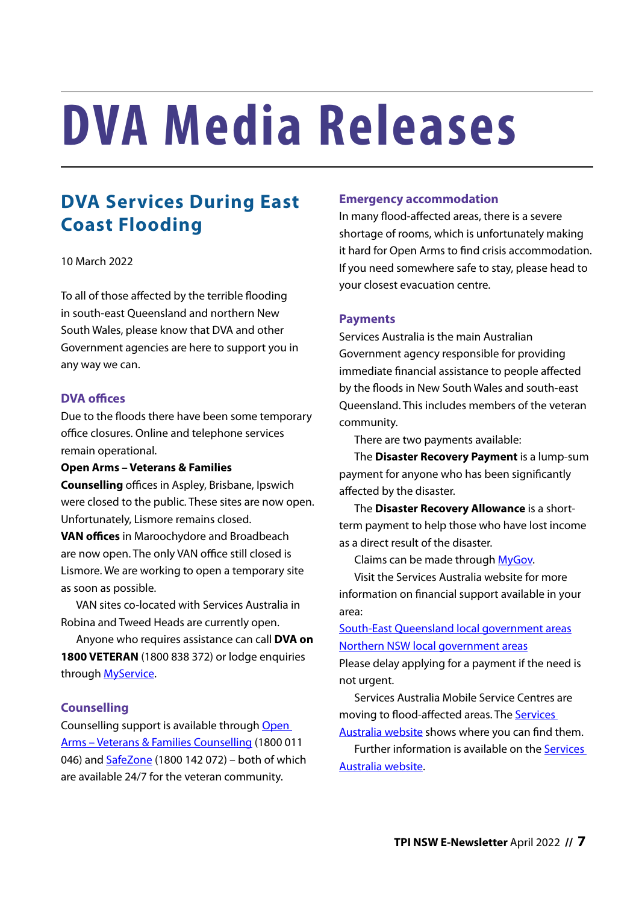# DVA Media Releases

## DVA Services During East Coast Flooding

10 March 2022

To all of those affected by the terrible flooding in south-east Queensland and northern New South Wales, please know that DVA and other Government agencies are here to support you in any way we can.

### DVA offices

Due to the floods there have been some temporary office closures. Online and telephone services remain operational.

**Open Arms – Veterans & Families Counselling** offices in Aspley, Brisbane, Ipswich were closed to the public. These sites are now open. Unfortunately, Lismore remains closed.

**VAN offices** in Maroochydore and Broadbeach are now open. The only VAN office still closed is Lismore. We are working to open a temporary site as soon as possible.

VAN sites co-located with Services Australia in Robina and Tweed Heads are currently open.

Anyone who requires assistance can call **DVA on 1800 VETERAN** (1800 838 372) or lodge enquiries through MyService.

### Counselling

Counselling support is available through Open Arms – Veterans & Families Counselling (1800 011 046) and SafeZone (1800 142 072) – both of which are available 24/7 for the veteran community.

### Emergency accommodation

In many flood-affected areas, there is a severe shortage of rooms, which is unfortunately making it hard for Open Arms to find crisis accommodation. If you need somewhere safe to stay, please head to your closest evacuation centre.

### Payments

Services Australia is the main Australian Government agency responsible for providing immediate financial assistance to people affected by the floods in New South Wales and south-east Queensland. This includes members of the veteran community.

There are two payments available:

The **Disaster Recovery Payment** is a lump-sum payment for anyone who has been significantly affected by the disaster.

The **Disaster Recovery Allowance** is a short-term payment to help those who have lost income as a direct result of the disaster.

Claims can be made through MyGov.

Visit the Services Australia website for more information on financial support available in your area:

South-East Queensland local government areas
Northern NSW local government areas

Please delay applying for a payment if the need is not urgent.

Services Australia Mobile Service Centres are moving to flood-affected areas. The Services Australia website shows where you can find them.

Further information is available on the Services Australia website.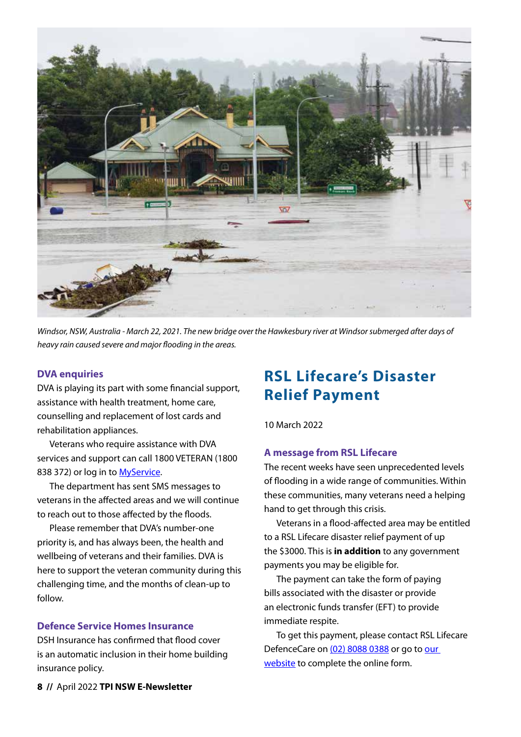*Windsor, NSW, Australia - March 22, 2021. The new bridge over the Hawkesbury river at Windsor submerged after days of heavy rain caused severe and major flooding in the areas.*

### DVA enquiries

DVA is playing its part with some financial support, assistance with health treatment, home care, counselling and replacement of lost cards and rehabilitation appliances.

Veterans who require assistance with DVA services and support can call 1800 VETERAN (1800 838 372) or log in to MyService.

The department has sent SMS messages to veterans in the affected areas and we will continue to reach out to those affected by the floods.

Please remember that DVA's number-one priority is, and has always been, the health and wellbeing of veterans and their families. DVA is here to support the veteran community during this challenging time, and the months of clean-up to follow.

### Defence Service Homes Insurance

DSH Insurance has confirmed that flood cover is an automatic inclusion in their home building insurance policy.

## RSL Lifecare's Disaster Relief Payment

10 March 2022

### A message from RSL Lifecare

The recent weeks have seen unprecedented levels of flooding in a wide range of communities. Within these communities, many veterans need a helping hand to get through this crisis.

Veterans in a flood-affected area may be entitled to a RSL Lifecare disaster relief payment of up the $3000. This is **in addition** to any government payments you may be eligible for.

The payment can take the form of paying bills associated with the disaster or provide an electronic funds transfer (EFT) to provide immediate respite.

To get this payment, please contact RSL Lifecare DefenceCare on (02) 8088 0388 or go to our website to complete the online form.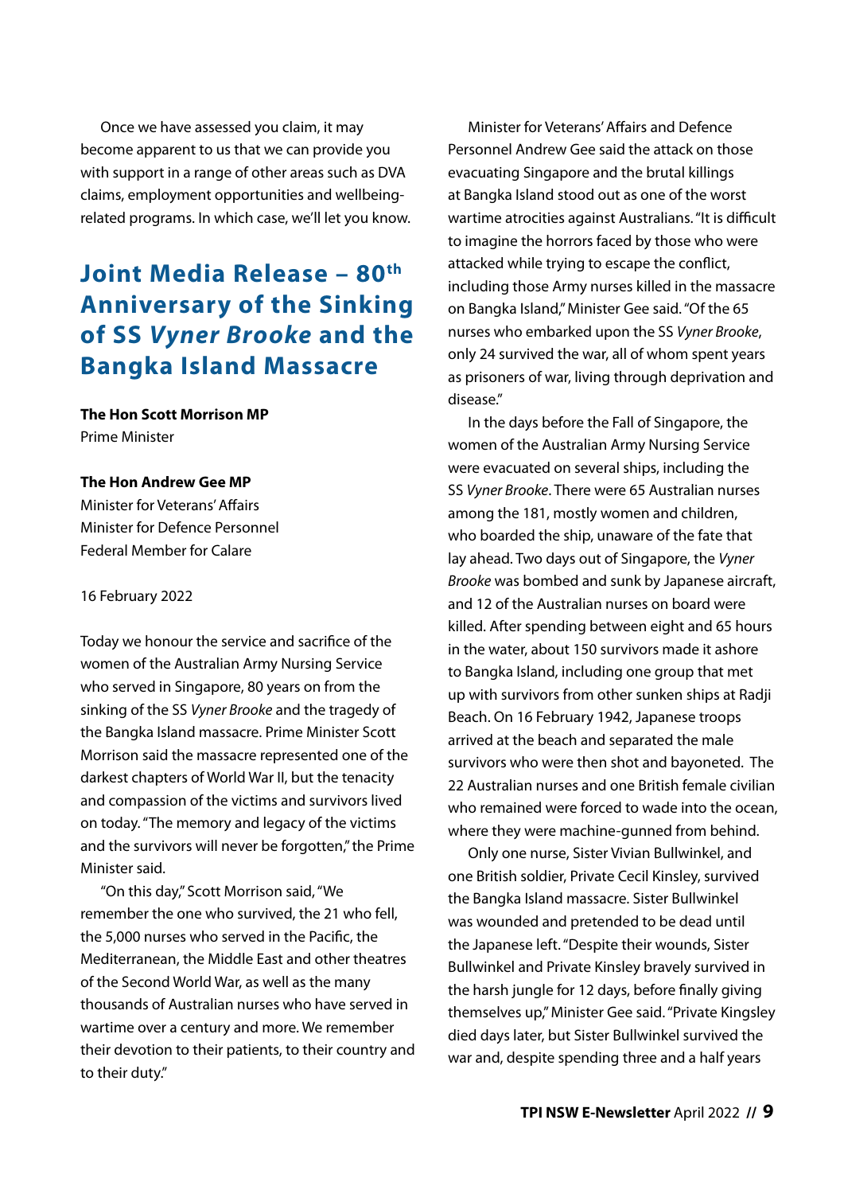Once we have assessed you claim, it may become apparent to us that we can provide you with support in a range of other areas such as DVA claims, employment opportunities and wellbeing-related programs. In which case, we'll let you know.

## Joint Media Release – 80th Anniversary of the Sinking of SS *Vyner Brooke* and the Bangka Island Massacre

**The Hon Scott Morrison MP**
Prime Minister

**The Hon Andrew Gee MP**
Minister for Veterans' Affairs
Minister for Defence Personnel
Federal Member for Calare

16 February 2022

Today we honour the service and sacrifice of the women of the Australian Army Nursing Service who served in Singapore, 80 years on from the sinking of the SS *Vyner Brooke* and the tragedy of the Bangka Island massacre. Prime Minister Scott Morrison said the massacre represented one of the darkest chapters of World War II, but the tenacity and compassion of the victims and survivors lived on today. "The memory and legacy of the victims and the survivors will never be forgotten," the Prime Minister said.

"On this day," Scott Morrison said, "We remember the one who survived, the 21 who fell, the 5,000 nurses who served in the Pacific, the Mediterranean, the Middle East and other theatres of the Second World War, as well as the many thousands of Australian nurses who have served in wartime over a century and more. We remember their devotion to their patients, to their country and to their duty."

Minister for Veterans' Affairs and Defence Personnel Andrew Gee said the attack on those evacuating Singapore and the brutal killings at Bangka Island stood out as one of the worst wartime atrocities against Australians. "It is difficult to imagine the horrors faced by those who were attacked while trying to escape the conflict, including those Army nurses killed in the massacre on Bangka Island," Minister Gee said. "Of the 65 nurses who embarked upon the SS *Vyner Brooke*, only 24 survived the war, all of whom spent years as prisoners of war, living through deprivation and disease."

In the days before the Fall of Singapore, the women of the Australian Army Nursing Service were evacuated on several ships, including the SS *Vyner Brooke*. There were 65 Australian nurses among the 181, mostly women and children, who boarded the ship, unaware of the fate that lay ahead. Two days out of Singapore, the *Vyner Brooke* was bombed and sunk by Japanese aircraft, and 12 of the Australian nurses on board were killed. After spending between eight and 65 hours in the water, about 150 survivors made it ashore to Bangka Island, including one group that met up with survivors from other sunken ships at Radji Beach. On 16 February 1942, Japanese troops arrived at the beach and separated the male survivors who were then shot and bayoneted. The 22 Australian nurses and one British female civilian who remained were forced to wade into the ocean, where they were machine-gunned from behind.

Only one nurse, Sister Vivian Bullwinkel, and one British soldier, Private Cecil Kinsley, survived the Bangka Island massacre. Sister Bullwinkel was wounded and pretended to be dead until the Japanese left. "Despite their wounds, Sister Bullwinkel and Private Kinsley bravely survived in the harsh jungle for 12 days, before finally giving themselves up," Minister Gee said. "Private Kingsley died days later, but Sister Bullwinkel survived the war and, despite spending three and a half years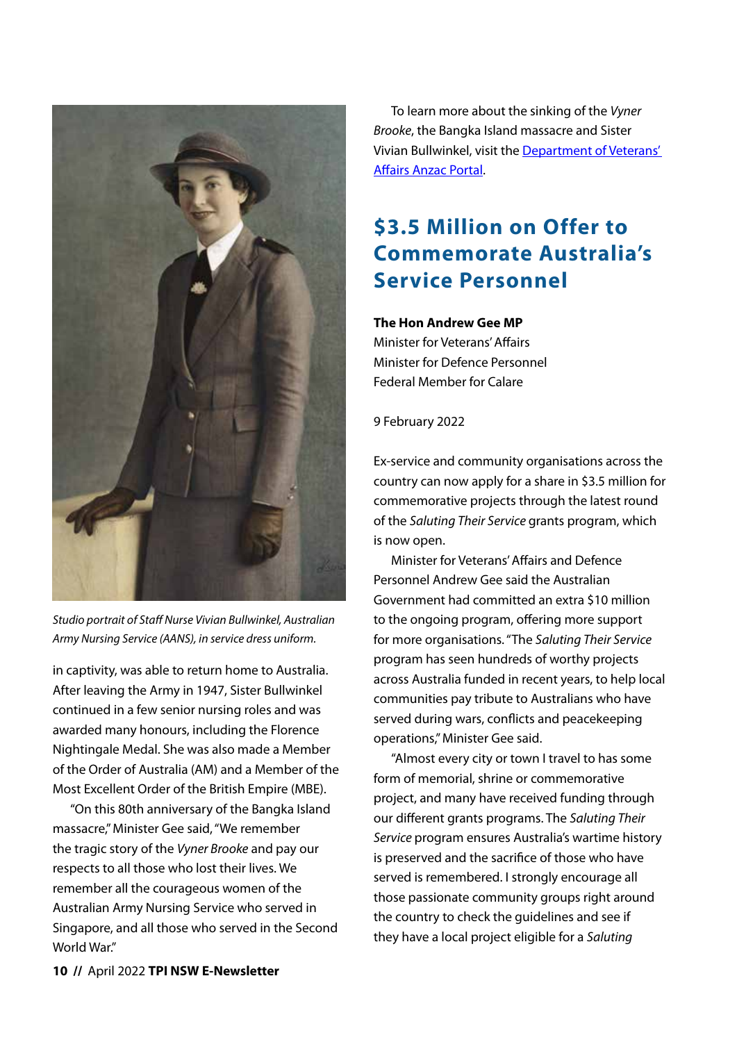*Studio portrait of Staff Nurse Vivian Bullwinkel, Australian Army Nursing Service (AANS), in service dress uniform.*

in captivity, was able to return home to Australia. After leaving the Army in 1947, Sister Bullwinkel continued in a few senior nursing roles and was awarded many honours, including the Florence Nightingale Medal. She was also made a Member of the Order of Australia (AM) and a Member of the Most Excellent Order of the British Empire (MBE).

"On this 80th anniversary of the Bangka Island massacre," Minister Gee said, "We remember the tragic story of the *Vyner Brooke* and pay our respects to all those who lost their lives. We remember all the courageous women of the Australian Army Nursing Service who served in Singapore, and all those who served in the Second World War."

To learn more about the sinking of the *Vyner Brooke*, the Bangka Island massacre and Sister Vivian Bullwinkel, visit the Department of Veterans' Affairs Anzac Portal.

## $3.5 Million on Offer to Commemorate Australia's Service Personnel

**The Hon Andrew Gee MP**
Minister for Veterans' Affairs
Minister for Defence Personnel
Federal Member for Calare

9 February 2022

Ex-service and community organisations across the country can now apply for a share in $3.5 million for commemorative projects through the latest round of the *Saluting Their Service* grants program, which is now open.

Minister for Veterans' Affairs and Defence Personnel Andrew Gee said the Australian Government had committed an extra $10 million to the ongoing program, offering more support for more organisations. "The *Saluting Their Service* program has seen hundreds of worthy projects across Australia funded in recent years, to help local communities pay tribute to Australians who have served during wars, conflicts and peacekeeping operations," Minister Gee said.

"Almost every city or town I travel to has some form of memorial, shrine or commemorative project, and many have received funding through our different grants programs. The *Saluting Their Service* program ensures Australia's wartime history is preserved and the sacrifice of those who have served is remembered. I strongly encourage all those passionate community groups right around the country to check the guidelines and see if they have a local project eligible for a *Saluting*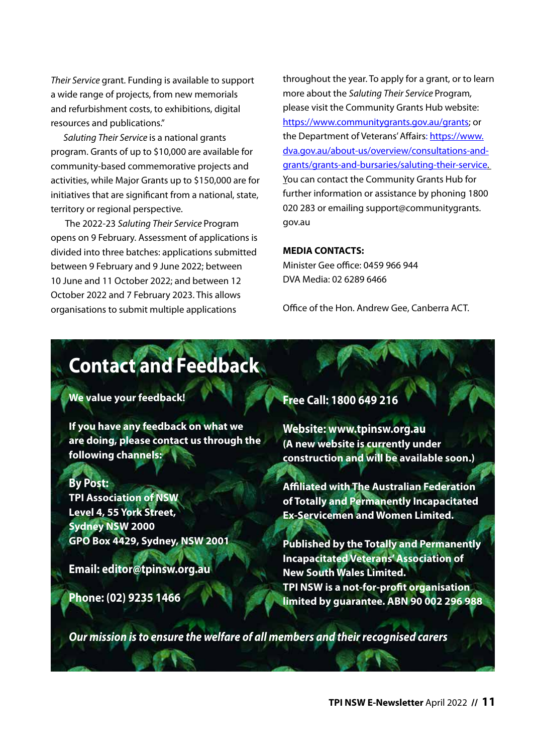*Their Service* grant. Funding is available to support a wide range of projects, from new memorials and refurbishment costs, to exhibitions, digital resources and publications."

*Saluting Their Service* is a national grants program. Grants of up to $10,000 are available for community-based commemorative projects and activities, while Major Grants up to $150,000 are for initiatives that are significant from a national, state, territory or regional perspective.

The 2022-23 *Saluting Their Service* Program opens on 9 February. Assessment of applications is divided into three batches: applications submitted between 9 February and 9 June 2022; between 10 June and 11 October 2022; and between 12 October 2022 and 7 February 2023. This allows organisations to submit multiple applications throughout the year. To apply for a grant, or to learn more about the *Saluting Their Service* Program, please visit the Community Grants Hub website: https://www.communitygrants.gov.au/grants; or the Department of Veterans' Affairs: https://www.dva.gov.au/about-us/overview/consultations-and-grants/grants-and-bursaries/saluting-their-service. You can contact the Community Grants Hub for further information or assistance by phoning 1800 020 283 or emailing support@communitygrants.gov.au

**MEDIA CONTACTS:**

Minister Gee office: 0459 966 944

DVA Media: 02 6289 6466

Office of the Hon. Andrew Gee, Canberra ACT.

# Contact and Feedback

**We value your feedback!**

**If you have any feedback on what we are doing, please contact us through the following channels:**

**By Post:**
**TPI Association of NSW**
**Level 4, 55 York Street,**
**Sydney NSW 2000**
**GPO Box 4429, Sydney, NSW 2001**

**Email: editor@tpinsw.org.au**

**Phone: (02) 9235 1466**

**Free Call: 1800 649 216**

**Website: www.tpinsw.org.au**
**(A new website is currently under construction and will be available soon.)**

**Affiliated with The Australian Federation of Totally and Permanently Incapacitated Ex-Servicemen and Women Limited.**

**Published by the Totally and Permanently Incapacitated Veterans' Association of New South Wales Limited.**
**TPI NSW is a not-for-profit organisation limited by guarantee. ABN 90 002 296 988**

***Our mission is to ensure the welfare of all members and their recognised carers***